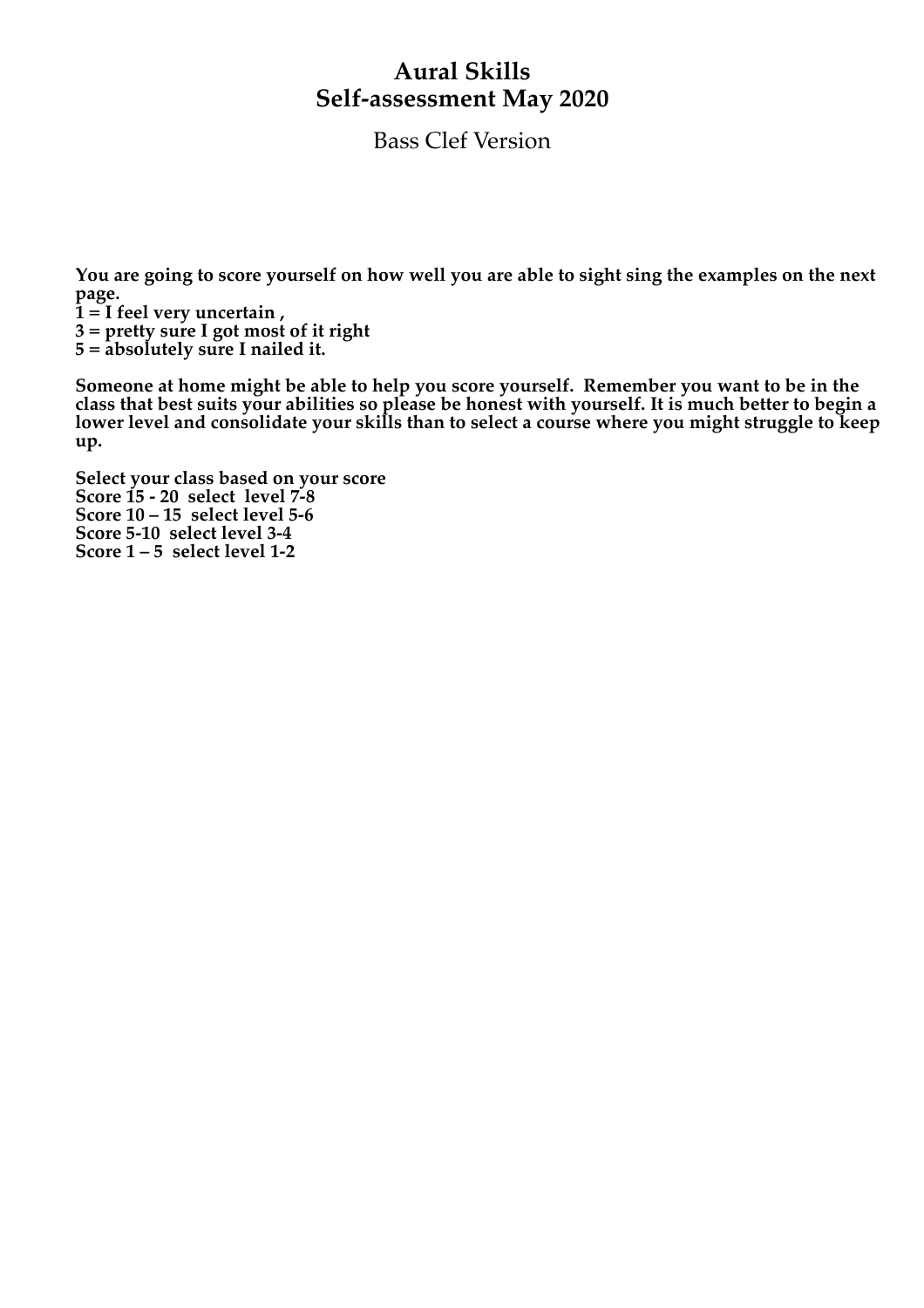# Aural Skills
# Self-assessment May 2020

Bass Clef Version

**You are going to score yourself on how well you are able to sight sing the examples on the next page.**
**1 = I feel very uncertain ,**
**3 = pretty sure I got most of it right**
**5 = absolutely sure I nailed it.**

**Someone at home might be able to help you score yourself. Remember you want to be in the class that best suits your abilities so please be honest with yourself. It is much better to begin a lower level and consolidate your skills than to select a course where you might struggle to keep up.**

**Select your class based on your score**
**Score 15 - 20 select level 7-8**
**Score 10 – 15 select level 5-6**
**Score 5-10 select level 3-4**
**Score 1 – 5 select level 1-2**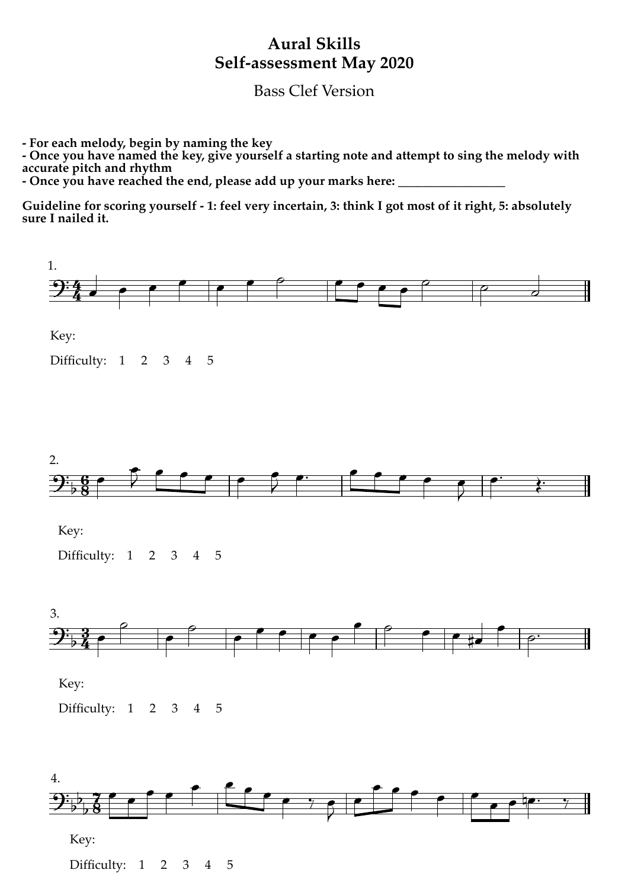# Aural Skills
## Self-assessment May 2020

Bass Clef Version

**- For each melody, begin by naming the key**
**- Once you have named the key, give yourself a starting note and attempt to sing the melody with accurate pitch and rhythm**
**- Once you have reached the end, please add up your marks here: _________________**

**Guideline for scoring yourself - 1: feel very incertain, 3: think I got most of it right, 5: absolutely sure I nailed it.**

1.

Key:

Difficulty: 1 2 3 4 5

2.

Key:

Difficulty: 1 2 3 4 5

3.

Key:

Difficulty: 1 2 3 4 5

4.

Key:

Difficulty: 1 2 3 4 5